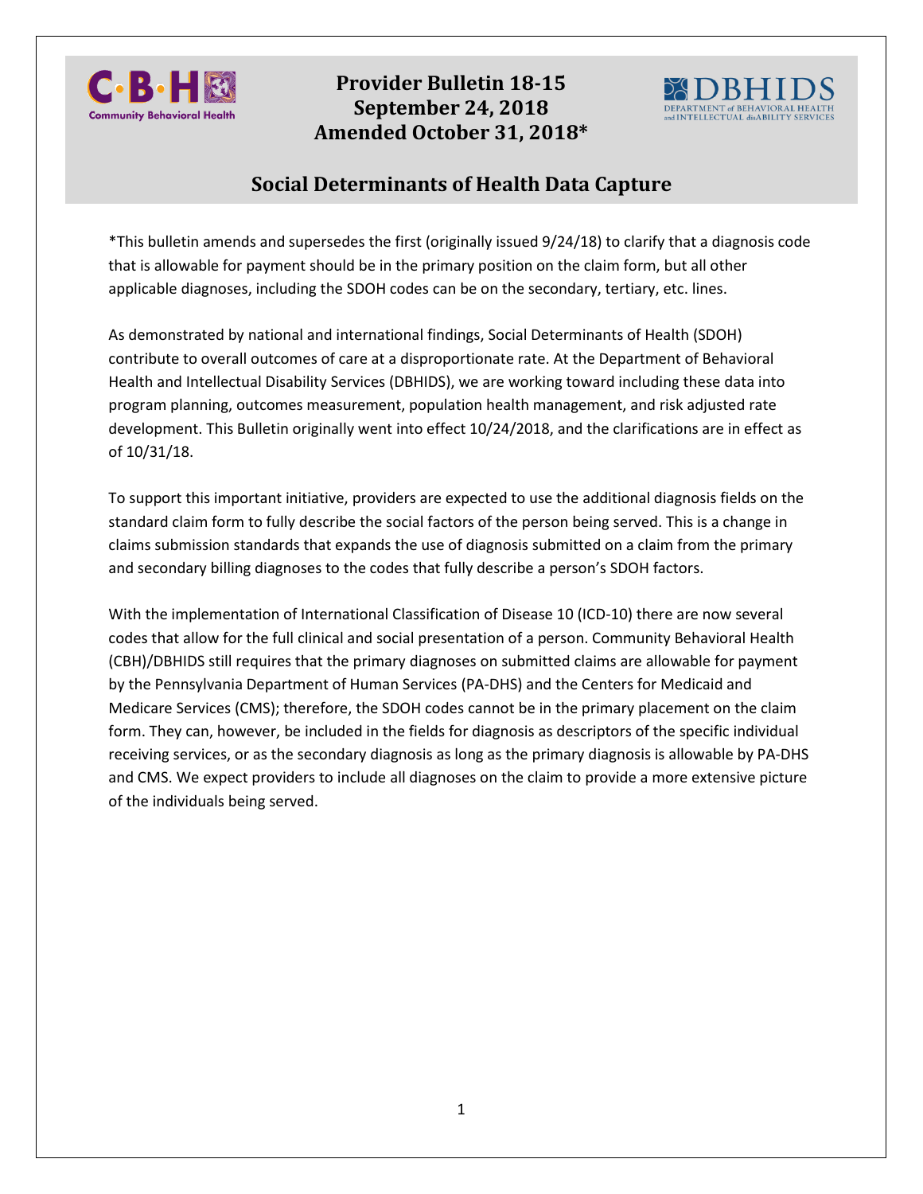# Provider Bulletin 18-15
## September 24, 2018
## Amended October 31, 2018*

## Social Determinants of Health Data Capture

*This bulletin amends and supersedes the first (originally issued 9/24/18) to clarify that a diagnosis code that is allowable for payment should be in the primary position on the claim form, but all other applicable diagnoses, including the SDOH codes can be on the secondary, tertiary, etc. lines.

As demonstrated by national and international findings, Social Determinants of Health (SDOH) contribute to overall outcomes of care at a disproportionate rate. At the Department of Behavioral Health and Intellectual Disability Services (DBHIDS), we are working toward including these data into program planning, outcomes measurement, population health management, and risk adjusted rate development. This Bulletin originally went into effect 10/24/2018, and the clarifications are in effect as of 10/31/18.

To support this important initiative, providers are expected to use the additional diagnosis fields on the standard claim form to fully describe the social factors of the person being served. This is a change in claims submission standards that expands the use of diagnosis submitted on a claim from the primary and secondary billing diagnoses to the codes that fully describe a person's SDOH factors.

With the implementation of International Classification of Disease 10 (ICD-10) there are now several codes that allow for the full clinical and social presentation of a person. Community Behavioral Health (CBH)/DBHIDS still requires that the primary diagnoses on submitted claims are allowable for payment by the Pennsylvania Department of Human Services (PA-DHS) and the Centers for Medicaid and Medicare Services (CMS); therefore, the SDOH codes cannot be in the primary placement on the claim form. They can, however, be included in the fields for diagnosis as descriptors of the specific individual receiving services, or as the secondary diagnosis as long as the primary diagnosis is allowable by PA-DHS and CMS. We expect providers to include all diagnoses on the claim to provide a more extensive picture of the individuals being served.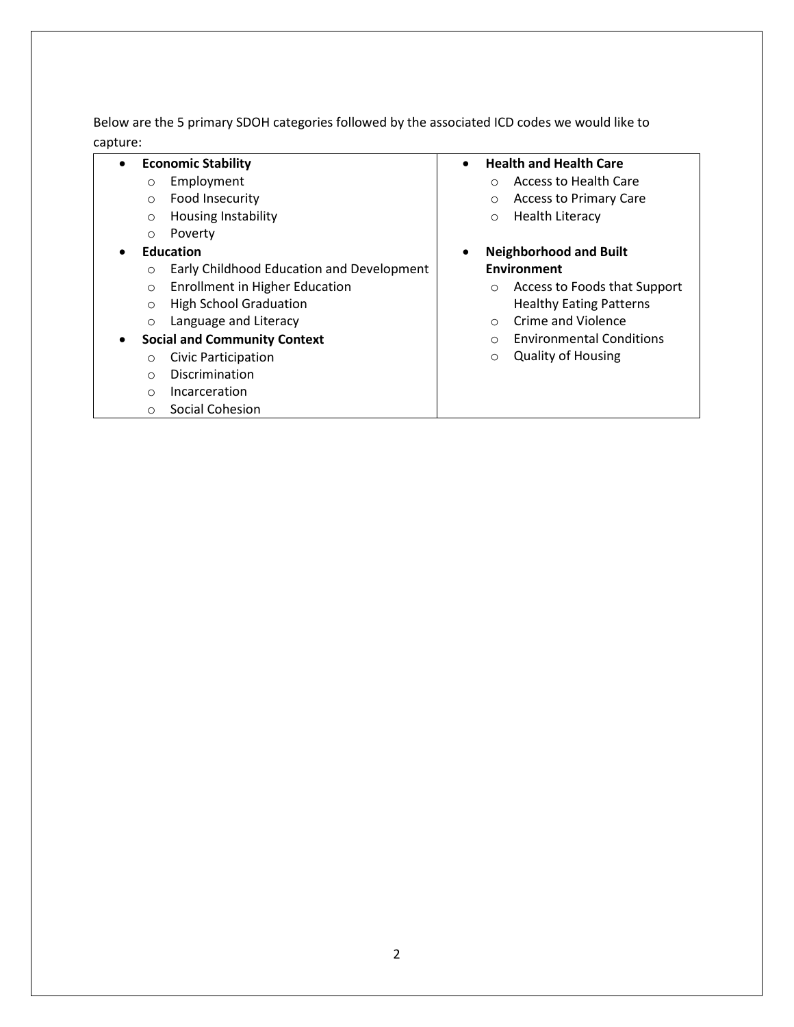Below are the 5 primary SDOH categories followed by the associated ICD codes we would like to capture:

- **Economic Stability**
  - Employment
  - Food Insecurity
  - Housing Instability
  - Poverty
- **Education**
  - Early Childhood Education and Development
  - Enrollment in Higher Education
  - High School Graduation
  - Language and Literacy
- **Social and Community Context**
  - Civic Participation
  - Discrimination
  - Incarceration
  - Social Cohesion
- **Health and Health Care**
  - Access to Health Care
  - Access to Primary Care
  - Health Literacy
- **Neighborhood and Built Environment**
  - Access to Foods that Support Healthy Eating Patterns
  - Crime and Violence
  - Environmental Conditions
  - Quality of Housing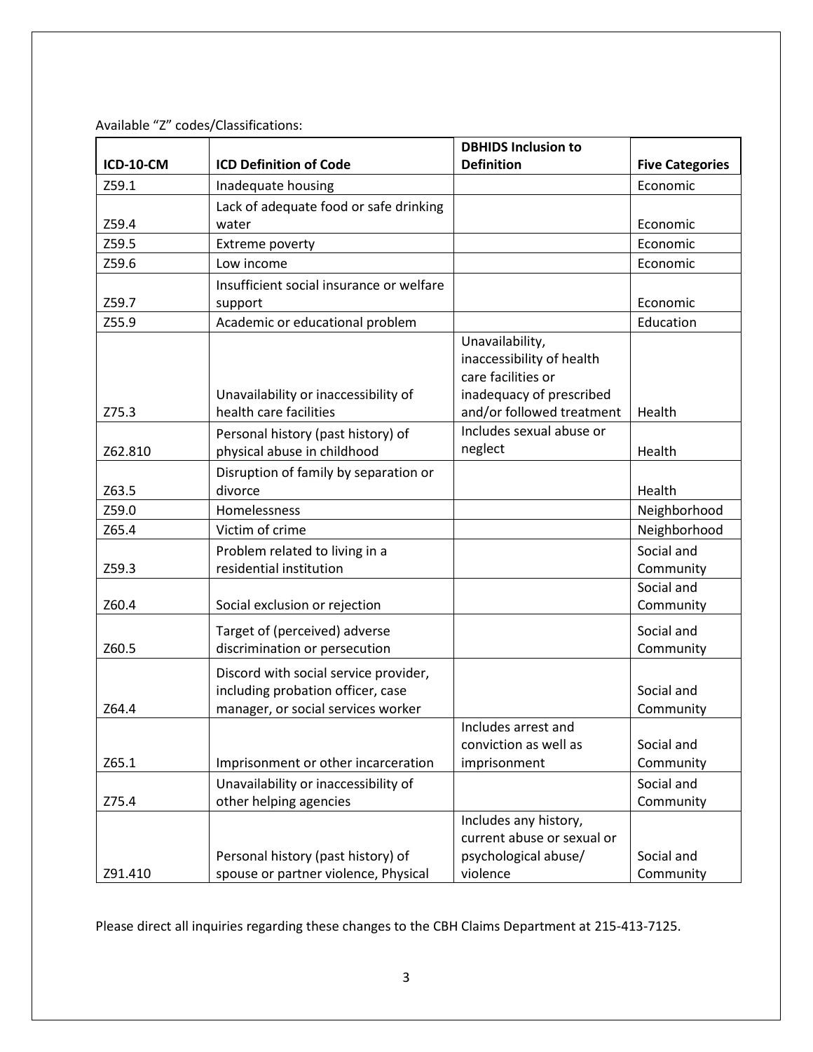Available "Z" codes/Classifications:

| ICD-10-CM | ICD Definition of Code | DBHIDS Inclusion to Definition | Five Categories |
|---|---|---|---|
| Z59.1 | Inadequate housing | | Economic |
| Z59.4 | Lack of adequate food or safe drinking water | | Economic |
| Z59.5 | Extreme poverty | | Economic |
| Z59.6 | Low income | | Economic |
| Z59.7 | Insufficient social insurance or welfare support | | Economic |
| Z55.9 | Academic or educational problem | | Education |
| Z75.3 | Unavailability or inaccessibility of health care facilities | Unavailability, inaccessibility of health care facilities or inadequacy of prescribed and/or followed treatment | Health |
| Z62.810 | Personal history (past history) of physical abuse in childhood | Includes sexual abuse or neglect | Health |
| Z63.5 | Disruption of family by separation or divorce | | Health |
| Z59.0 | Homelessness | | Neighborhood |
| Z65.4 | Victim of crime | | Neighborhood |
| Z59.3 | Problem related to living in a residential institution | | Social and Community |
| Z60.4 | Social exclusion or rejection | | Social and Community |
| Z60.5 | Target of (perceived) adverse discrimination or persecution | | Social and Community |
| Z64.4 | Discord with social service provider, including probation officer, case manager, or social services worker | | Social and Community |
| Z65.1 | Imprisonment or other incarceration | Includes arrest and conviction as well as imprisonment | Social and Community |
| Z75.4 | Unavailability or inaccessibility of other helping agencies | | Social and Community |
| Z91.410 | Personal history (past history) of spouse or partner violence, Physical | Includes any history, current abuse or sexual or psychological abuse/ violence | Social and Community |

Please direct all inquiries regarding these changes to the CBH Claims Department at 215-413-7125.